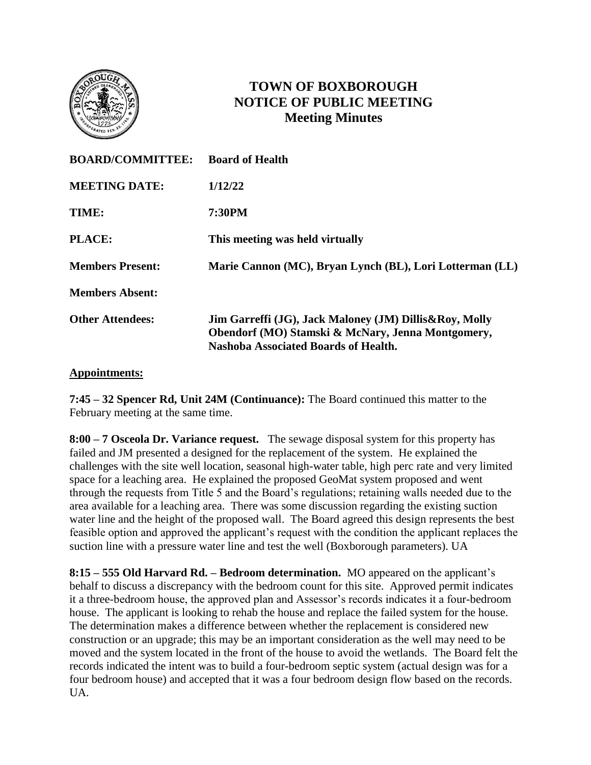# TOWN OF BOXBOROUGH
## NOTICE OF PUBLIC MEETING
### Meeting Minutes

| | |
|---|---|
| **BOARD/COMMITTEE:** | **Board of Health** |
| **MEETING DATE:** | **1/12/22** |
| **TIME:** | **7:30PM** |
| **PLACE:** | **This meeting was held virtually** |
| **Members Present:** | **Marie Cannon (MC), Bryan Lynch (BL), Lori Lotterman (LL)** |
| **Members Absent:** | |
| **Other Attendees:** | **Jim Garreffi (JG), Jack Maloney (JM) Dillis&Roy, Molly Obendorf (MO) Stamski & McNary, Jenna Montgomery, Nashoba Associated Boards of Health.** |

**Appointments:**

**7:45 – 32 Spencer Rd, Unit 24M (Continuance):** The Board continued this matter to the February meeting at the same time.

**8:00 – 7 Osceola Dr. Variance request.** The sewage disposal system for this property has failed and JM presented a designed for the replacement of the system. He explained the challenges with the site well location, seasonal high-water table, high perc rate and very limited space for a leaching area. He explained the proposed GeoMat system proposed and went through the requests from Title 5 and the Board's regulations; retaining walls needed due to the area available for a leaching area. There was some discussion regarding the existing suction water line and the height of the proposed wall. The Board agreed this design represents the best feasible option and approved the applicant's request with the condition the applicant replaces the suction line with a pressure water line and test the well (Boxborough parameters). UA

**8:15 – 555 Old Harvard Rd. – Bedroom determination.** MO appeared on the applicant's behalf to discuss a discrepancy with the bedroom count for this site. Approved permit indicates it a three-bedroom house, the approved plan and Assessor's records indicates it a four-bedroom house. The applicant is looking to rehab the house and replace the failed system for the house. The determination makes a difference between whether the replacement is considered new construction or an upgrade; this may be an important consideration as the well may need to be moved and the system located in the front of the house to avoid the wetlands. The Board felt the records indicated the intent was to build a four-bedroom septic system (actual design was for a four bedroom house) and accepted that it was a four bedroom design flow based on the records. UA.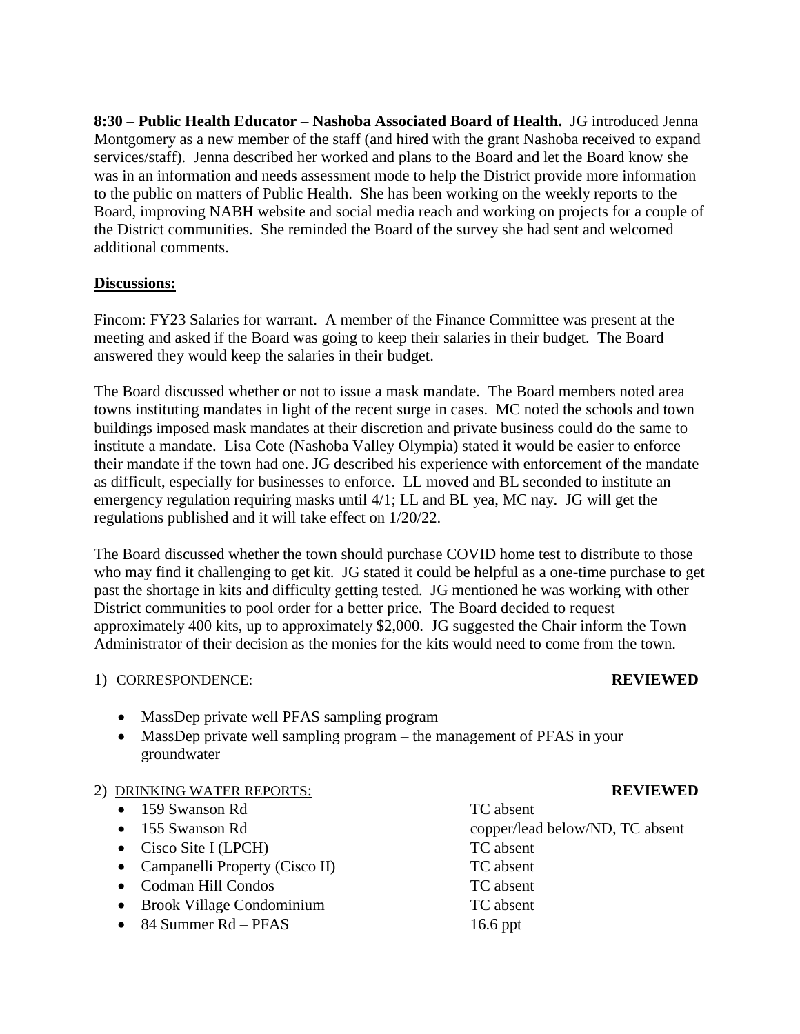**8:30 – Public Health Educator – Nashoba Associated Board of Health.** JG introduced Jenna Montgomery as a new member of the staff (and hired with the grant Nashoba received to expand services/staff). Jenna described her worked and plans to the Board and let the Board know she was in an information and needs assessment mode to help the District provide more information to the public on matters of Public Health. She has been working on the weekly reports to the Board, improving NABH website and social media reach and working on projects for a couple of the District communities. She reminded the Board of the survey she had sent and welcomed additional comments.

**Discussions:**

Fincom: FY23 Salaries for warrant. A member of the Finance Committee was present at the meeting and asked if the Board was going to keep their salaries in their budget. The Board answered they would keep the salaries in their budget.

The Board discussed whether or not to issue a mask mandate. The Board members noted area towns instituting mandates in light of the recent surge in cases. MC noted the schools and town buildings imposed mask mandates at their discretion and private business could do the same to institute a mandate. Lisa Cote (Nashoba Valley Olympia) stated it would be easier to enforce their mandate if the town had one. JG described his experience with enforcement of the mandate as difficult, especially for businesses to enforce. LL moved and BL seconded to institute an emergency regulation requiring masks until 4/1; LL and BL yea, MC nay. JG will get the regulations published and it will take effect on 1/20/22.

The Board discussed whether the town should purchase COVID home test to distribute to those who may find it challenging to get kit. JG stated it could be helpful as a one-time purchase to get past the shortage in kits and difficulty getting tested. JG mentioned he was working with other District communities to pool order for a better price. The Board decided to request approximately 400 kits, up to approximately $2,000. JG suggested the Chair inform the Town Administrator of their decision as the monies for the kits would need to come from the town.

1) CORRESPONDENCE: **REVIEWED**

- MassDep private well PFAS sampling program
- MassDep private well sampling program – the management of PFAS in your groundwater

2) DRINKING WATER REPORTS: **REVIEWED**

- 159 Swanson Rd — TC absent
- 155 Swanson Rd — copper/lead below/ND, TC absent
- Cisco Site I (LPCH) — TC absent
- Campanelli Property (Cisco II) — TC absent
- Codman Hill Condos — TC absent
- Brook Village Condominium — TC absent
- 84 Summer Rd – PFAS — 16.6 ppt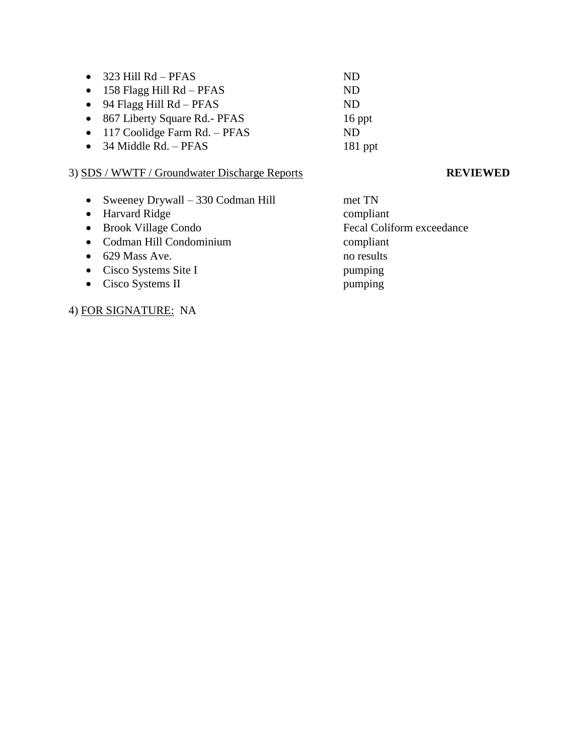- 323 Hill Rd – PFAS ND
- 158 Flagg Hill Rd – PFAS ND
- 94 Flagg Hill Rd – PFAS ND
- 867 Liberty Square Rd.- PFAS 16 ppt
- 117 Coolidge Farm Rd. – PFAS ND
- 34 Middle Rd. – PFAS 181 ppt

3) <u>SDS / WWTF / Groundwater Discharge Reports</u> **REVIEWED**

- Sweeney Drywall – 330 Codman Hill met TN
- Harvard Ridge compliant
- Brook Village Condo Fecal Coliform exceedance
- Codman Hill Condominium compliant
- 629 Mass Ave. no results
- Cisco Systems Site I pumping
- Cisco Systems II pumping

4) <u>FOR SIGNATURE:</u> NA